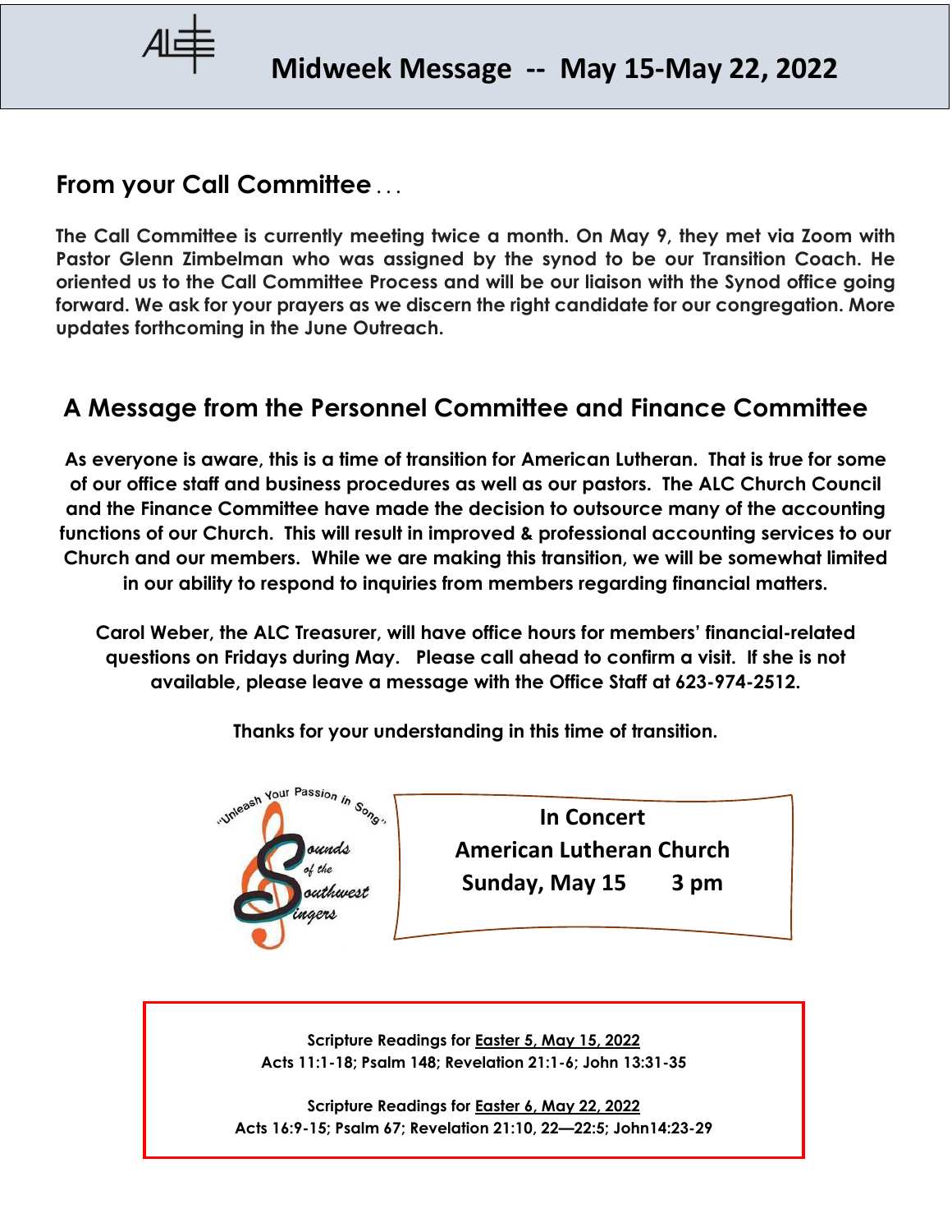# Midweek Message -- May 15-May 22, 2022

## From your Call Committee . . .

**The Call Committee is currently meeting twice a month. On May 9, they met via Zoom with Pastor Glenn Zimbelman who was assigned by the synod to be our Transition Coach. He oriented us to the Call Committee Process and will be our liaison with the Synod office going forward. We ask for your prayers as we discern the right candidate for our congregation. More updates forthcoming in the June Outreach.**

## A Message from the Personnel Committee and Finance Committee

**As everyone is aware, this is a time of transition for American Lutheran. That is true for some of our office staff and business procedures as well as our pastors. The ALC Church Council and the Finance Committee have made the decision to outsource many of the accounting functions of our Church. This will result in improved & professional accounting services to our Church and our members. While we are making this transition, we will be somewhat limited in our ability to respond to inquiries from members regarding financial matters.**

**Carol Weber, the ALC Treasurer, will have office hours for members' financial-related questions on Fridays during May. Please call ahead to confirm a visit. If she is not available, please leave a message with the Office Staff at 623-974-2512.**

**Thanks for your understanding in this time of transition.**

"Unleash Your Passion in Song"

Sounds of the Southwest Singers

**In Concert**
**American Lutheran Church**
**Sunday, May 15 3 pm**

**Scripture Readings for Easter 5, May 15, 2022**
**Acts 11:1-18; Psalm 148; Revelation 21:1-6; John 13:31-35**

**Scripture Readings for Easter 6, May 22, 2022**
**Acts 16:9-15; Psalm 67; Revelation 21:10, 22—22:5; John14:23-29**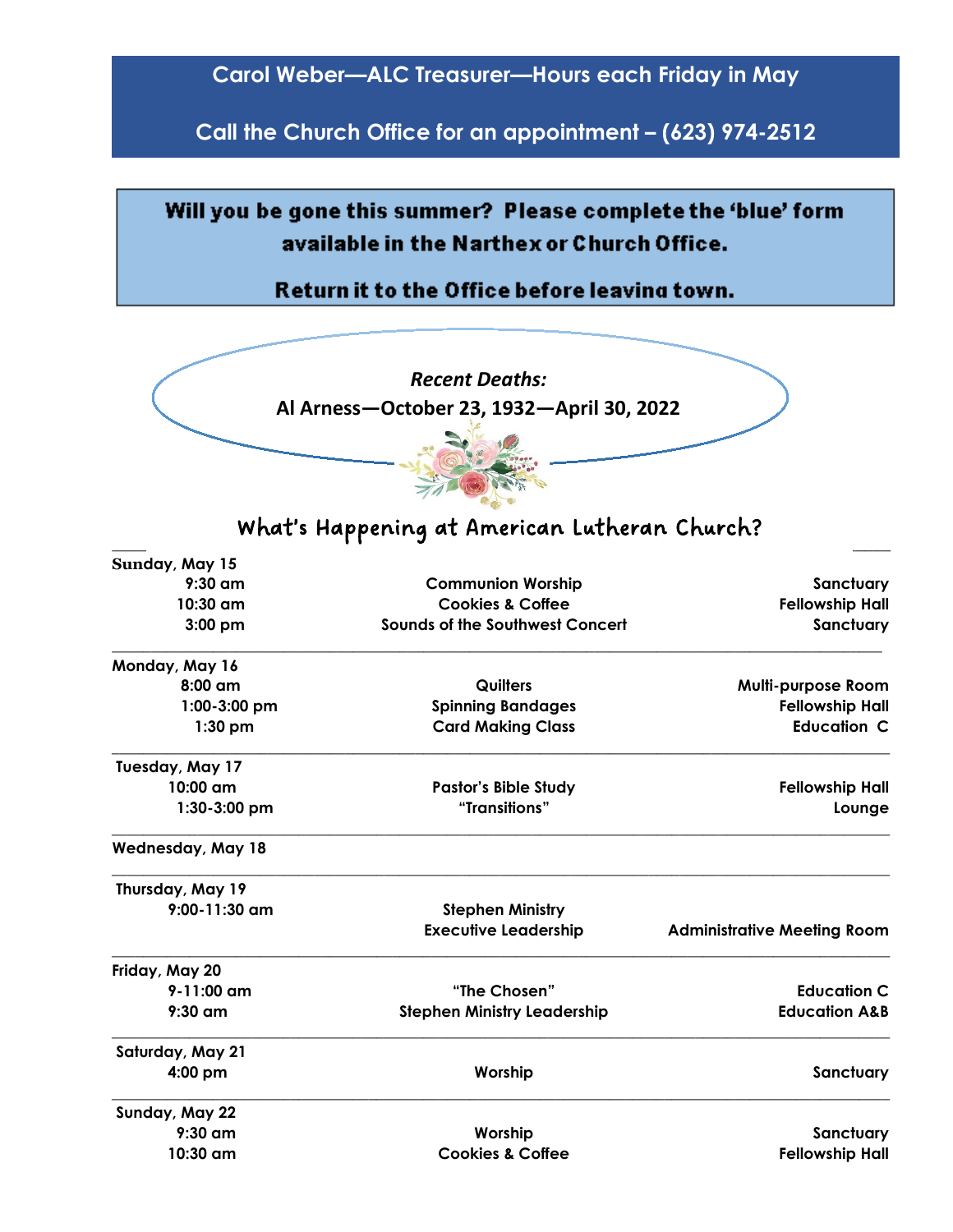**Carol Weber—ALC Treasurer—Hours each Friday in May**

**Call the Church Office for an appointment – (623) 974-2512**

**Will you be gone this summer? Please complete the 'blue' form available in the Narthex or Church Office.**

**Return it to the Office before leaving town.**

***Recent Deaths:***

**Al Arness—October 23, 1932—April 30, 2022**

## What's Happening at American Lutheran Church?

**Sunday, May 15**

| | | |
|---|---|---|
| 9:30 am | Communion Worship | Sanctuary |
| 10:30 am | Cookies & Coffee | Fellowship Hall |
| 3:00 pm | Sounds of the Southwest Concert | Sanctuary |

**Monday, May 16**

| | | |
|---|---|---|
| 8:00 am | Quilters | Multi-purpose Room |
| 1:00-3:00 pm | Spinning Bandages | Fellowship Hall |
| 1:30 pm | Card Making Class | Education C |

**Tuesday, May 17**

| | | |
|---|---|---|
| 10:00 am | Pastor's Bible Study | Fellowship Hall |
| 1:30-3:00 pm | "Transitions" | Lounge |

**Wednesday, May 18**

**Thursday, May 19**

| | | |
|---|---|---|
| 9:00-11:30 am | Stephen Ministry Executive Leadership | Administrative Meeting Room |

**Friday, May 20**

| | | |
|---|---|---|
| 9-11:00 am | "The Chosen" | Education C |
| 9:30 am | Stephen Ministry Leadership | Education A&B |

**Saturday, May 21**

| | | |
|---|---|---|
| 4:00 pm | Worship | Sanctuary |

**Sunday, May 22**

| | | |
|---|---|---|
| 9:30 am | Worship | Sanctuary |
| 10:30 am | Cookies & Coffee | Fellowship Hall |